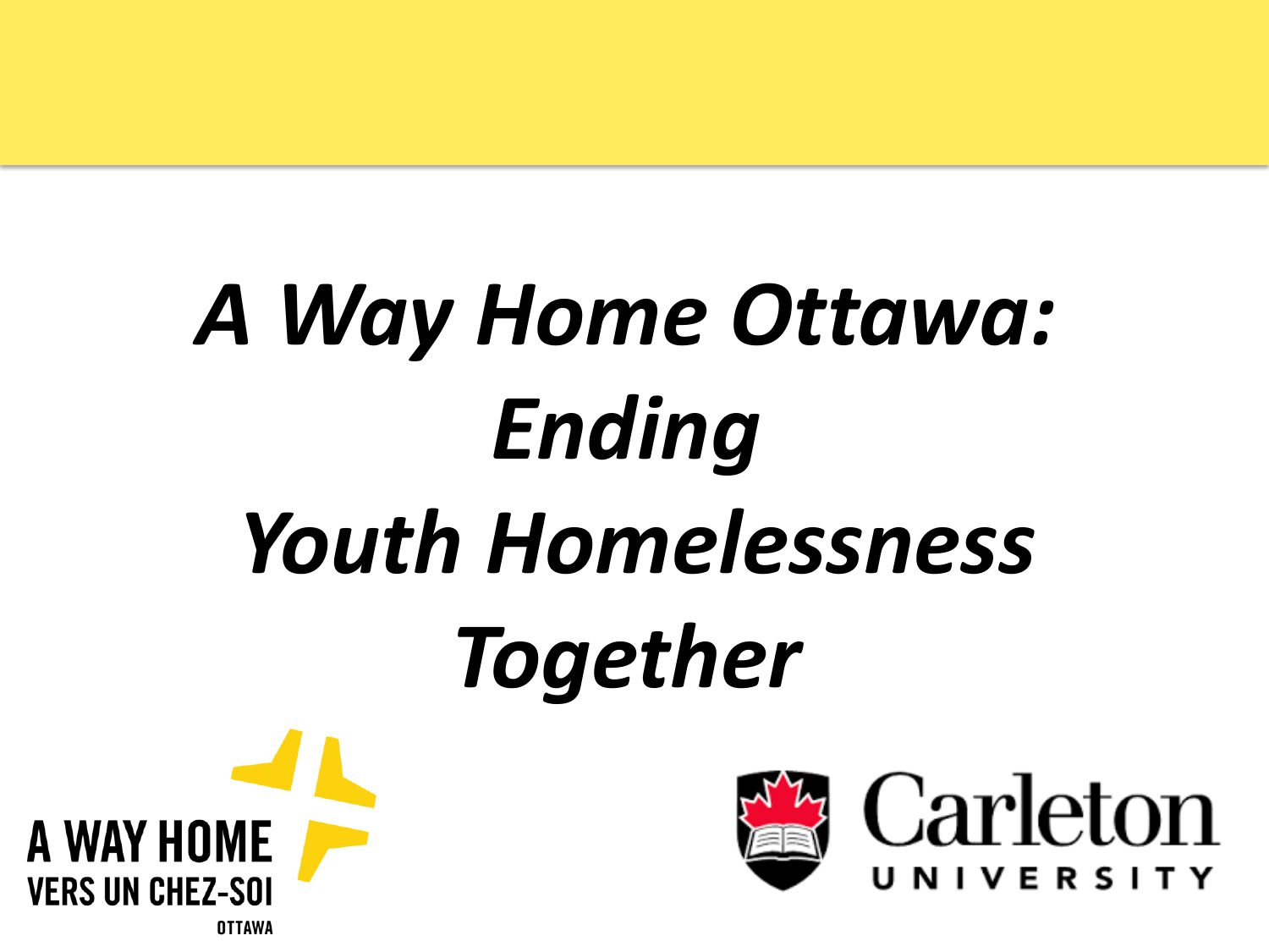# *A Way Home Ottawa: Ending Youth Homelessness Together*

A WAY HOME
VERS UN CHEZ-SOI
OTTAWA

Carleton
UNIVERSITY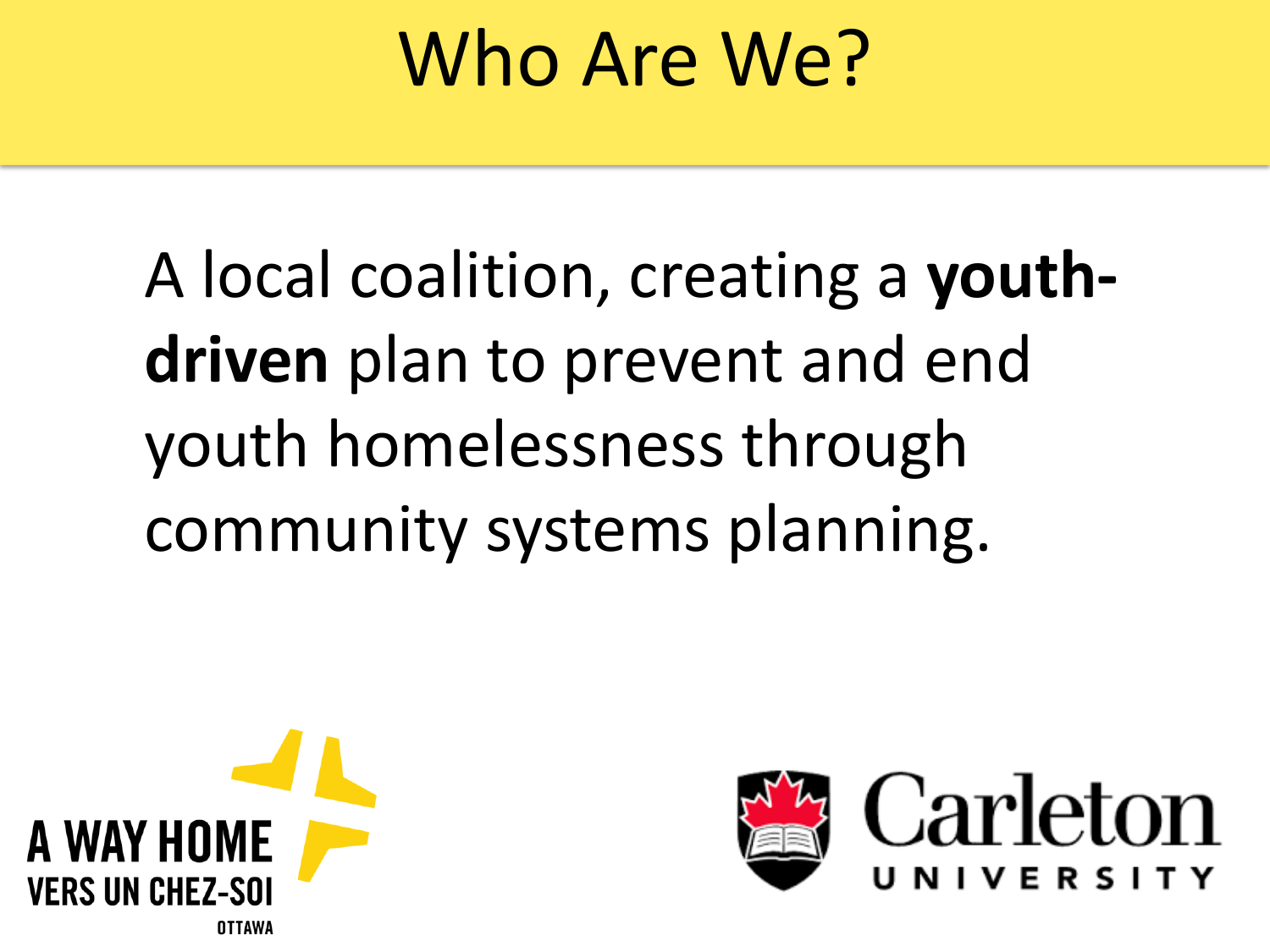# Who Are We?

A local coalition, creating a **youth-driven** plan to prevent and end youth homelessness through community systems planning.

A WAY HOME
VERS UN CHEZ-SOI
OTTAWA

Carleton
UNIVERSITY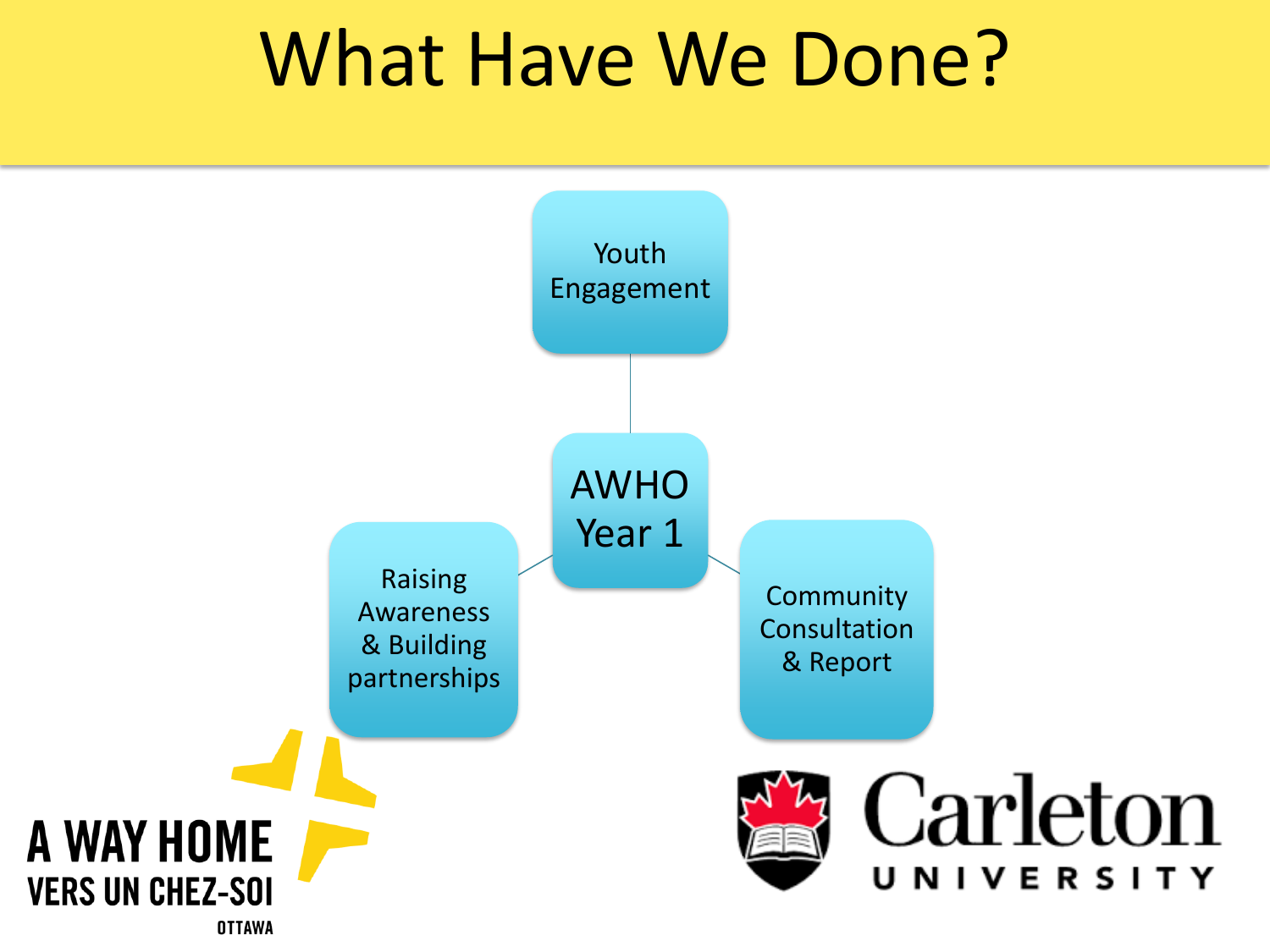# What Have We Done?

AWHO Year 1

Youth Engagement

Raising Awareness & Building partnerships

Community Consultation & Report

A WAY HOME
VERS UN CHEZ-SOI
OTTAWA

Carleton UNIVERSITY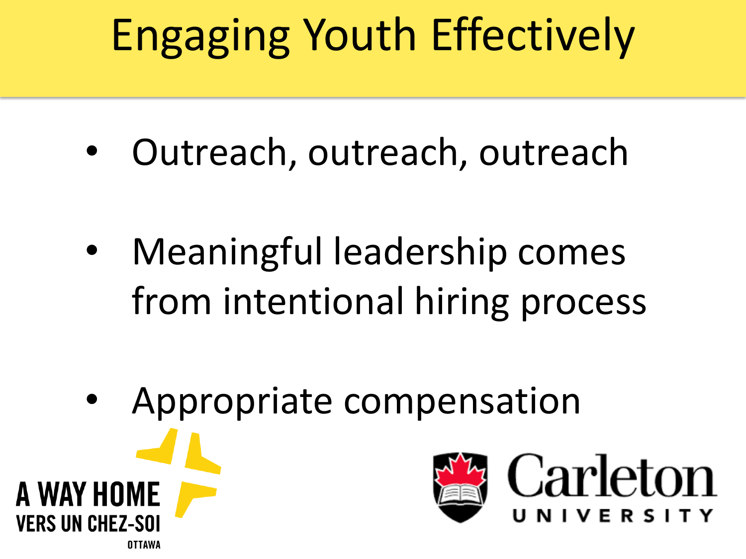# Engaging Youth Effectively

- Outreach, outreach, outreach
- Meaningful leadership comes from intentional hiring process
- Appropriate compensation

A WAY HOME
VERS UN CHEZ-SOI
OTTAWA

Carleton UNIVERSITY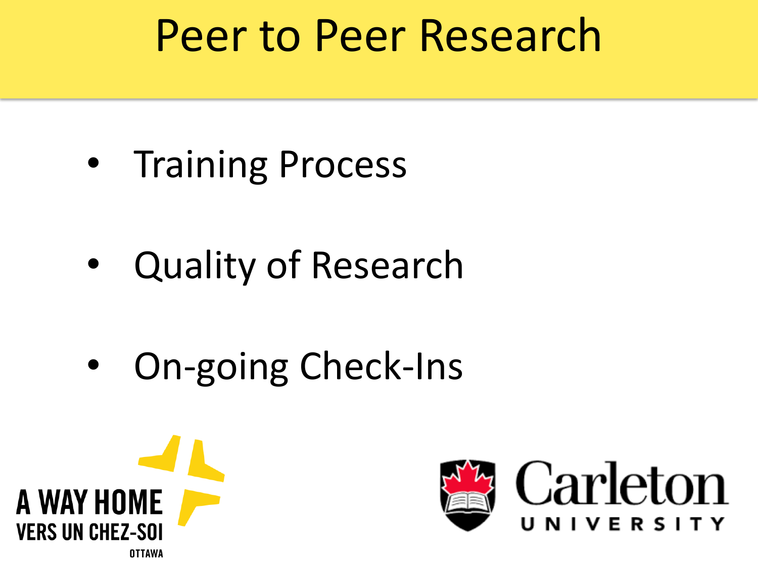# Peer to Peer Research

- Training Process
- Quality of Research
- On-going Check-Ins

A WAY HOME
VERS UN CHEZ-SOI
OTTAWA

Carleton
UNIVERSITY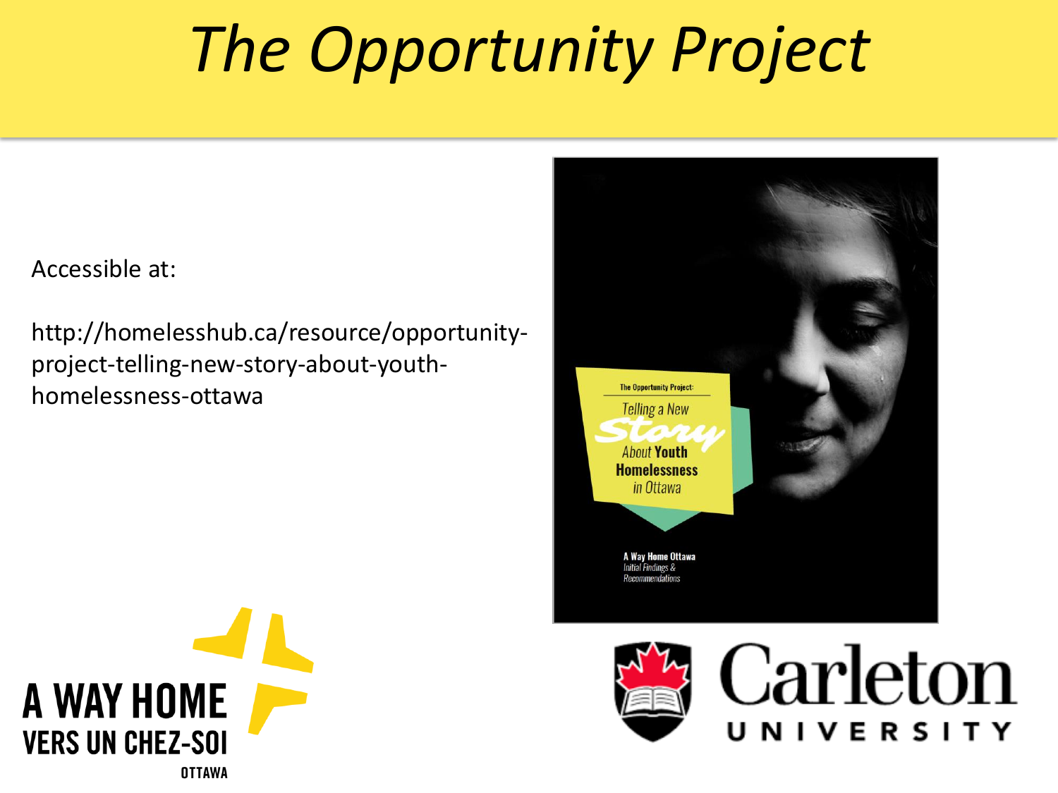# The Opportunity Project

Accessible at:

http://homelesshub.ca/resource/opportunity-project-telling-new-story-about-youth-homelessness-ottawa

The Opportunity Project:

Telling a New Story About Youth Homelessness in Ottawa

A Way Home Ottawa
Initial Findings & Recommendations

A WAY HOME
VERS UN CHEZ-SOI
OTTAWA

Carleton UNIVERSITY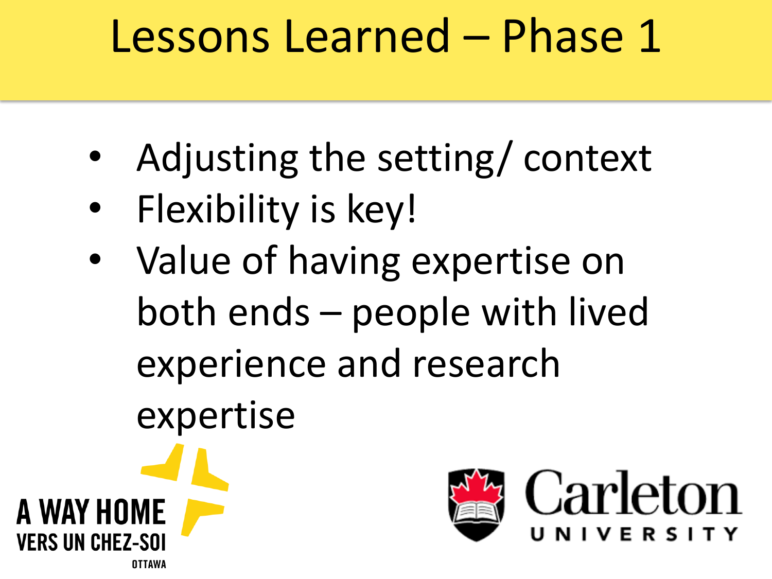# Lessons Learned – Phase 1

- Adjusting the setting/ context
- Flexibility is key!
- Value of having expertise on both ends – people with lived experience and research expertise

A WAY HOME
VERS UN CHEZ-SOI
OTTAWA

Carleton
UNIVERSITY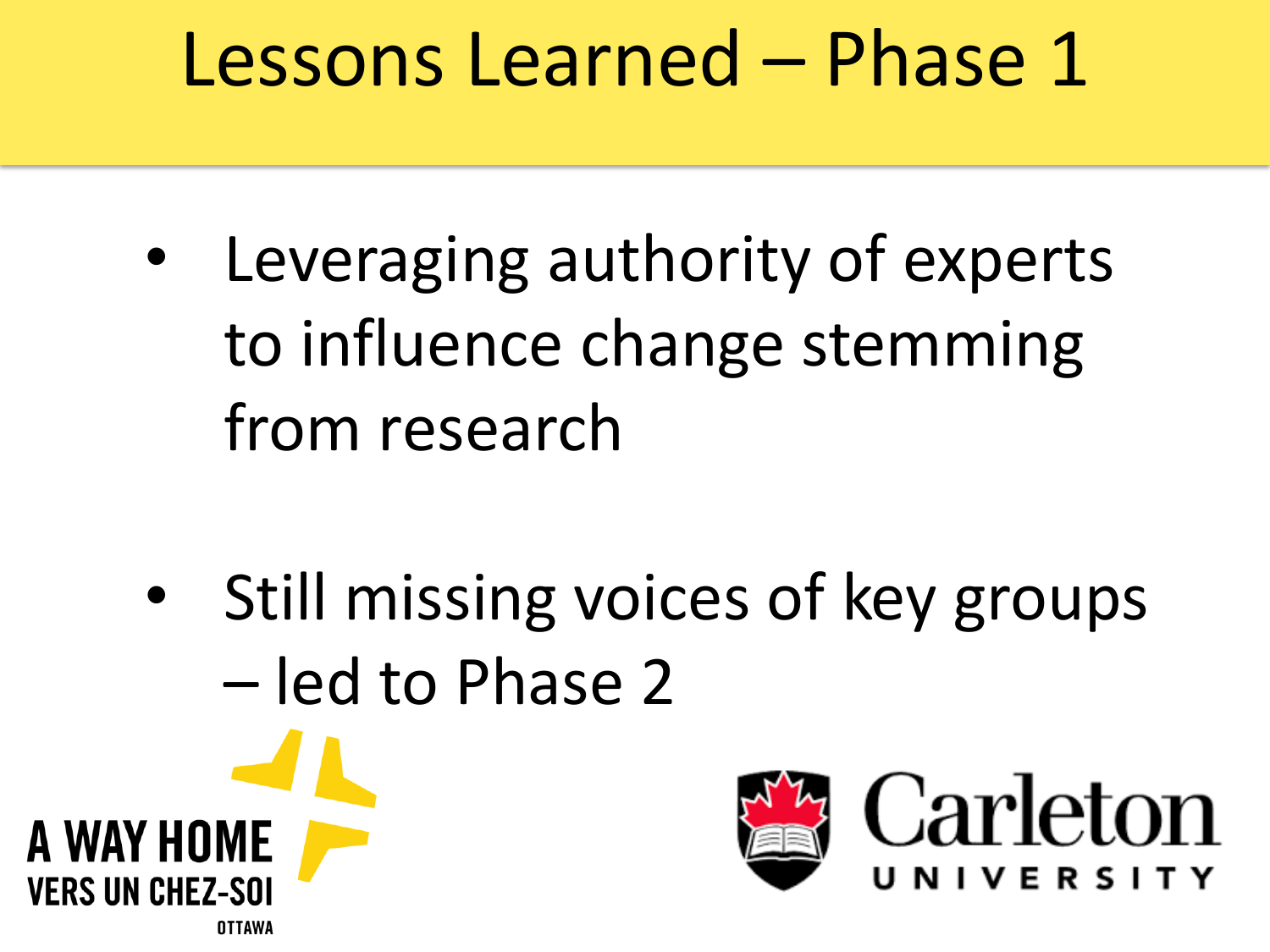# Lessons Learned – Phase 1

- Leveraging authority of experts to influence change stemming from research
- Still missing voices of key groups – led to Phase 2

A WAY HOME
VERS UN CHEZ-SOI
OTTAWA

Carleton
UNIVERSITY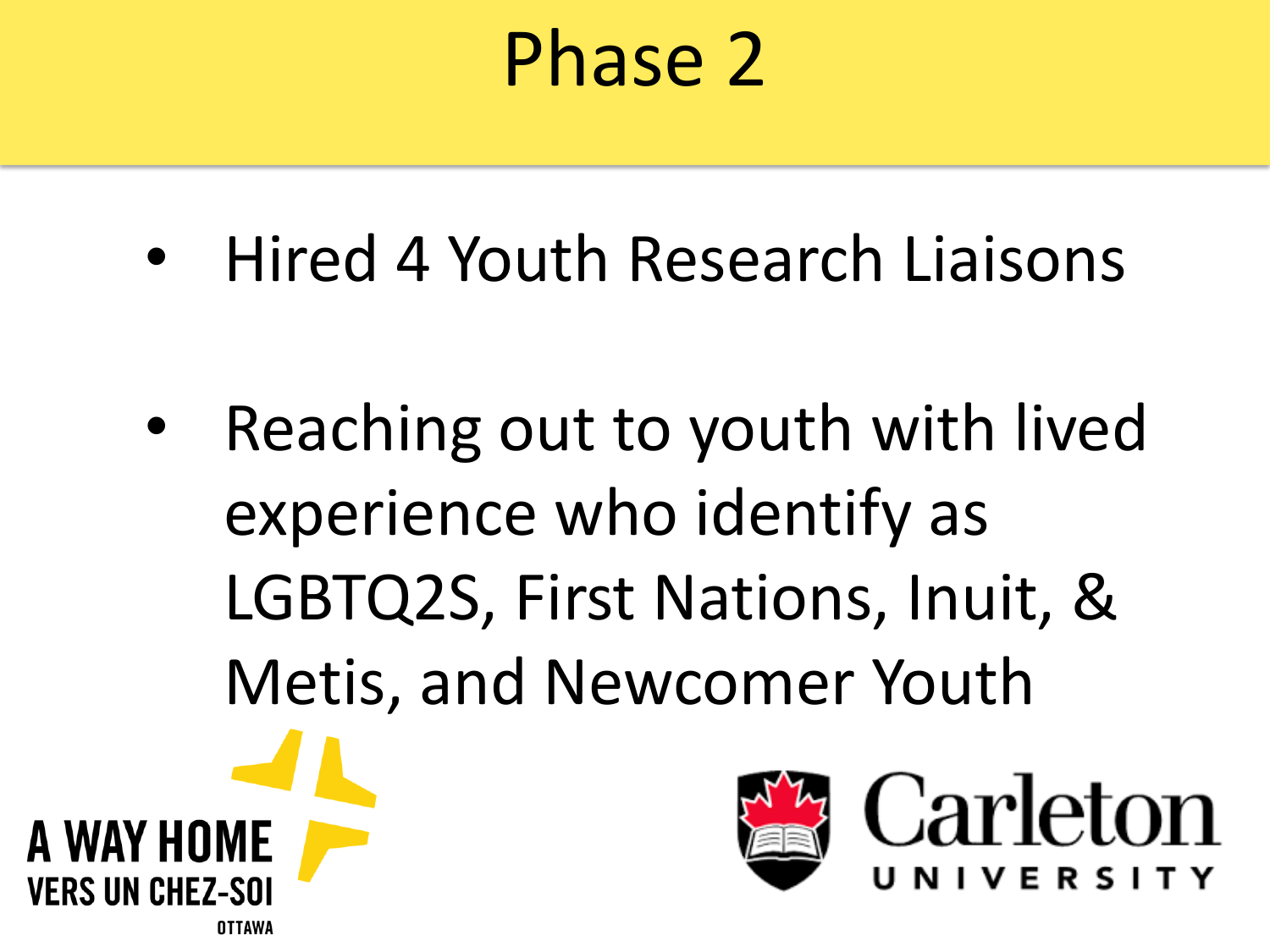# Phase 2

- Hired 4 Youth Research Liaisons
- Reaching out to youth with lived experience who identify as LGBTQ2S, First Nations, Inuit, & Metis, and Newcomer Youth

A WAY HOME
VERS UN CHEZ-SOI
OTTAWA

Carleton UNIVERSITY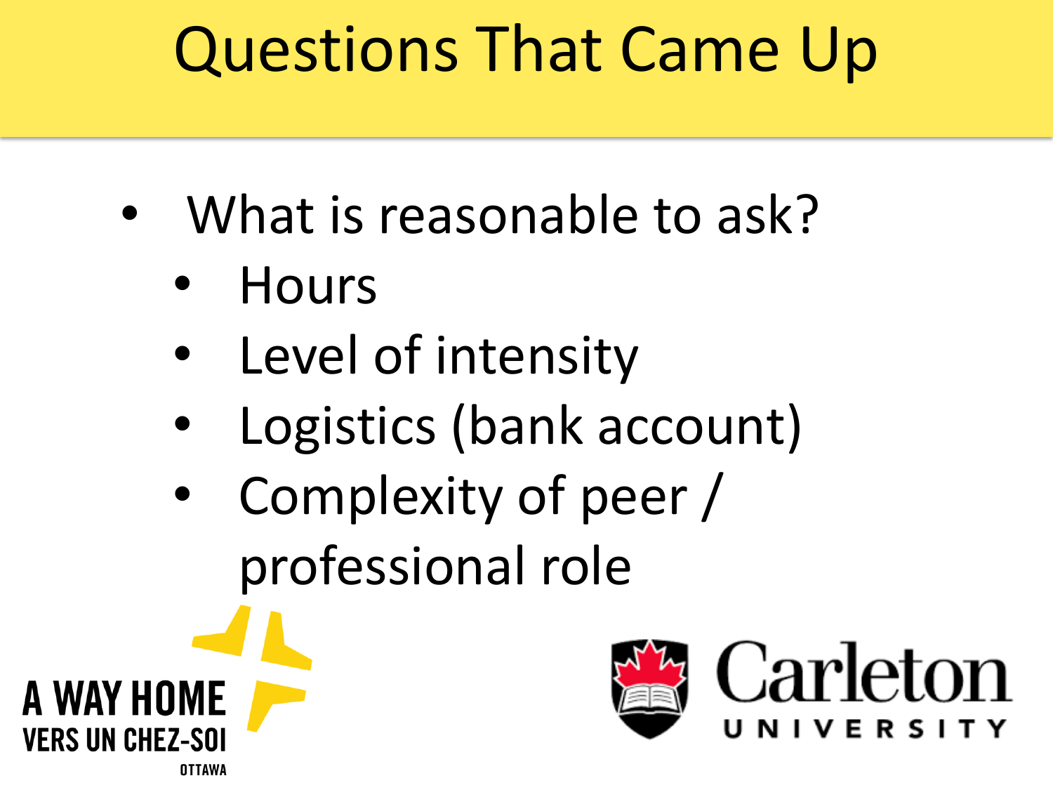# Questions That Came Up

- What is reasonable to ask?
  - Hours
  - Level of intensity
  - Logistics (bank account)
  - Complexity of peer / professional role

A WAY HOME
VERS UN CHEZ-SOI
OTTAWA

Carleton
UNIVERSITY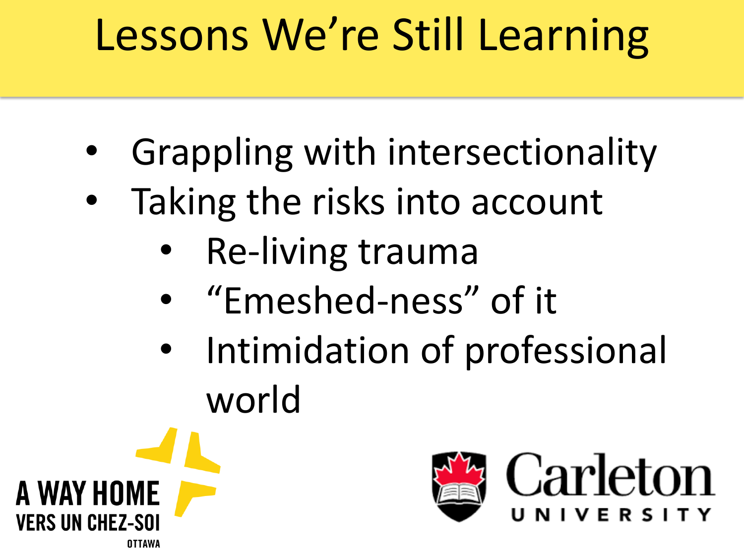# Lessons We're Still Learning

- Grappling with intersectionality
- Taking the risks into account
    - Re-living trauma
    - "Emeshed-ness" of it
    - Intimidation of professional world

A WAY HOME
VERS UN CHEZ-SOI
OTTAWA

Carleton
UNIVERSITY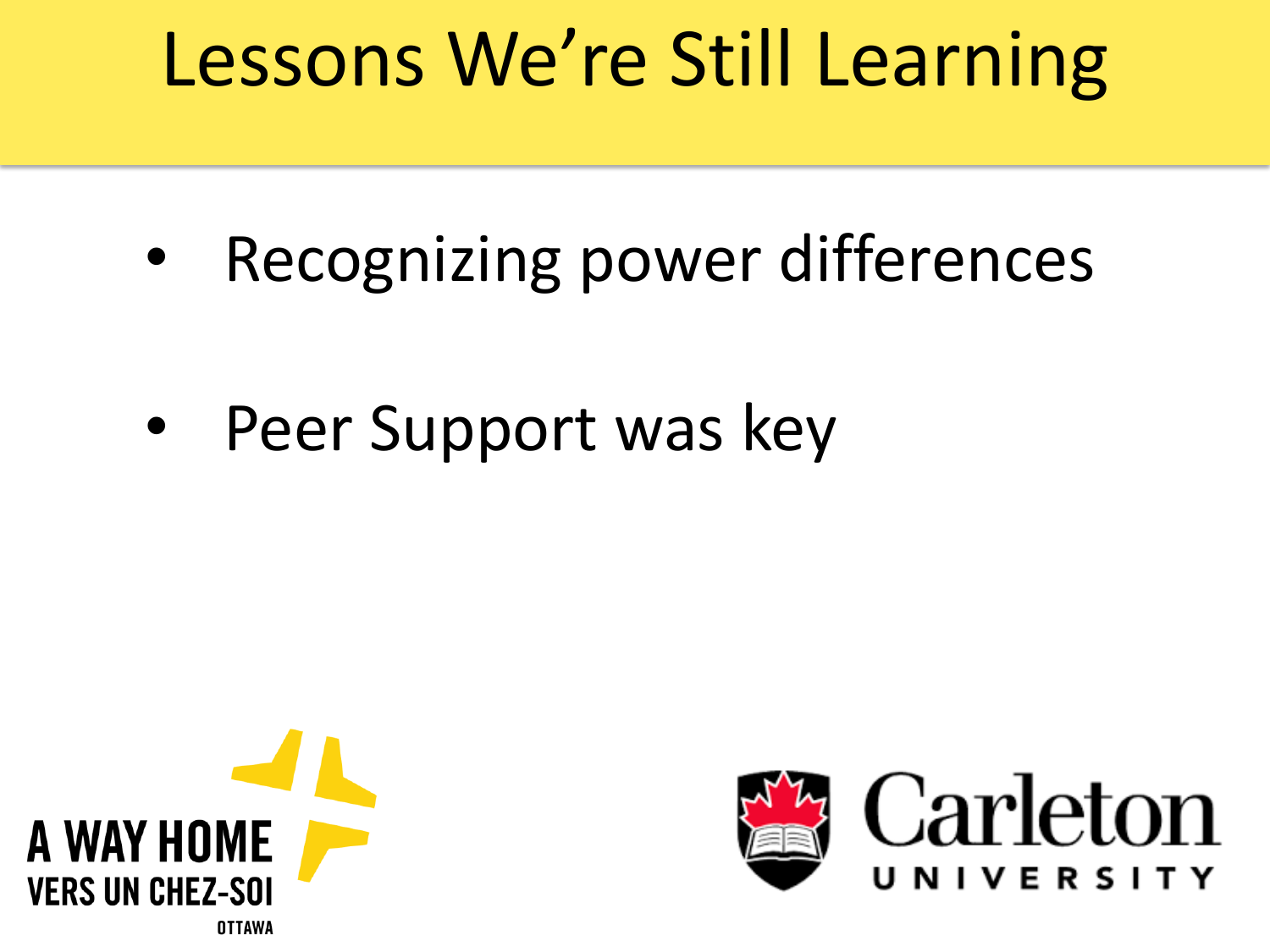# Lessons We're Still Learning

- Recognizing power differences
- Peer Support was key

A WAY HOME
VERS UN CHEZ-SOI
OTTAWA

Carleton
UNIVERSITY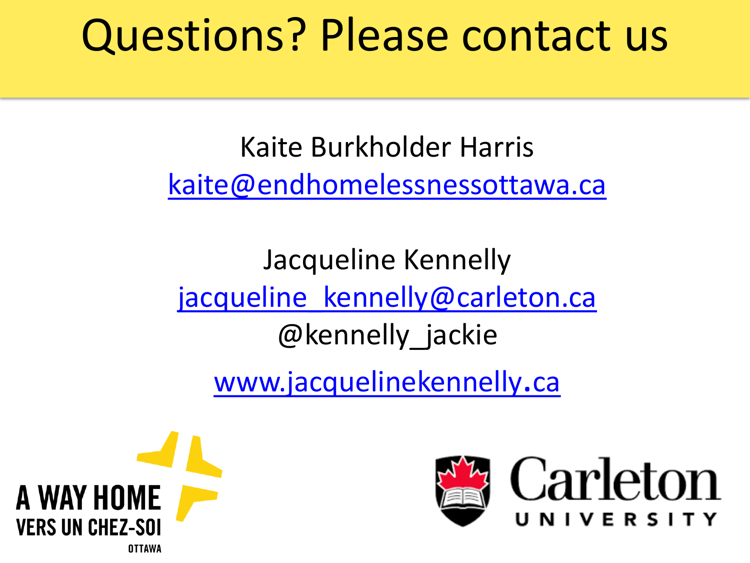# Questions? Please contact us

Kaite Burkholder Harris
kaite@endhomelessnessottawa.ca

Jacqueline Kennelly
jacqueline_kennelly@carleton.ca
@kennelly_jackie

www.jacquelinekennelly.ca

A WAY HOME
VERS UN CHEZ-SOI
OTTAWA

Carleton
UNIVERSITY